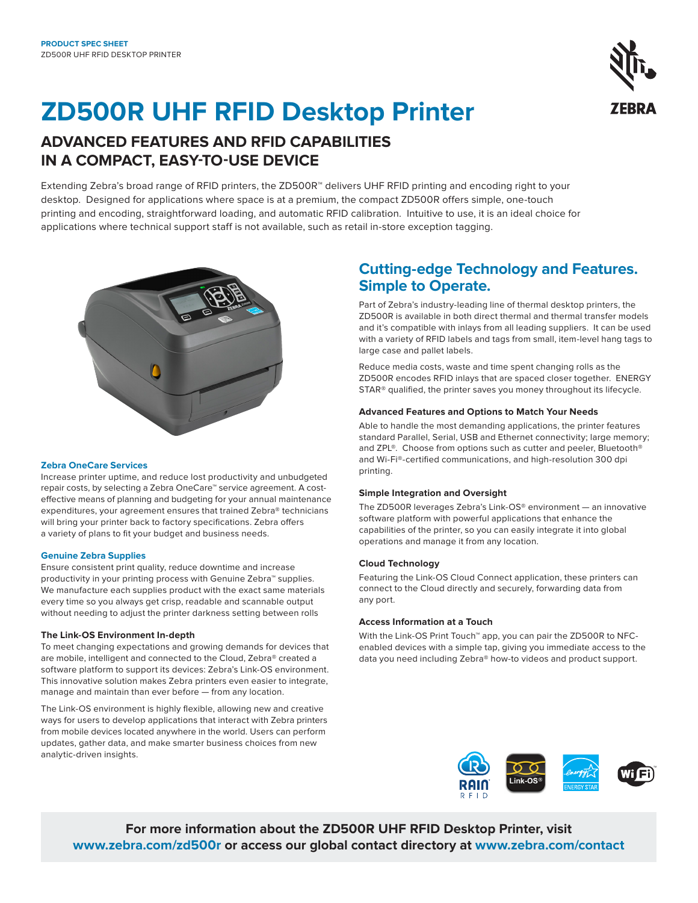PRODUCT SPEC SHEET
ZD500R UHF RFID DESKTOP PRINTER

# ZD500R UHF RFID Desktop Printer

## ADVANCED FEATURES AND RFID CAPABILITIES IN A COMPACT, EASY-TO-USE DEVICE

Extending Zebra's broad range of RFID printers, the ZD500R™ delivers UHF RFID printing and encoding right to your desktop. Designed for applications where space is at a premium, the compact ZD500R offers simple, one-touch printing and encoding, straightforward loading, and automatic RFID calibration. Intuitive to use, it is an ideal choice for applications where technical support staff is not available, such as retail in-store exception tagging.

### Zebra OneCare Services

Increase printer uptime, and reduce lost productivity and unbudgeted repair costs, by selecting a Zebra OneCare™ service agreement. A cost-effective means of planning and budgeting for your annual maintenance expenditures, your agreement ensures that trained Zebra® technicians will bring your printer back to factory specifications. Zebra offers a variety of plans to fit your budget and business needs.

### Genuine Zebra Supplies

Ensure consistent print quality, reduce downtime and increase productivity in your printing process with Genuine Zebra™ supplies. We manufacture each supplies product with the exact same materials every time so you always get crisp, readable and scannable output without needing to adjust the printer darkness setting between rolls

### The Link-OS Environment In-depth

To meet changing expectations and growing demands for devices that are mobile, intelligent and connected to the Cloud, Zebra® created a software platform to support its devices: Zebra's Link-OS environment. This innovative solution makes Zebra printers even easier to integrate, manage and maintain than ever before — from any location.

The Link-OS environment is highly flexible, allowing new and creative ways for users to develop applications that interact with Zebra printers from mobile devices located anywhere in the world. Users can perform updates, gather data, and make smarter business choices from new analytic-driven insights.

## Cutting-edge Technology and Features. Simple to Operate.

Part of Zebra's industry-leading line of thermal desktop printers, the ZD500R is available in both direct thermal and thermal transfer models and it's compatible with inlays from all leading suppliers. It can be used with a variety of RFID labels and tags from small, item-level hang tags to large case and pallet labels.

Reduce media costs, waste and time spent changing rolls as the ZD500R encodes RFID inlays that are spaced closer together. ENERGY STAR® qualified, the printer saves you money throughout its lifecycle.

### Advanced Features and Options to Match Your Needs

Able to handle the most demanding applications, the printer features standard Parallel, Serial, USB and Ethernet connectivity; large memory; and ZPL®. Choose from options such as cutter and peeler, Bluetooth® and Wi-Fi®-certified communications, and high-resolution 300 dpi printing.

### Simple Integration and Oversight

The ZD500R leverages Zebra's Link-OS® environment — an innovative software platform with powerful applications that enhance the capabilities of the printer, so you can easily integrate it into global operations and manage it from any location.

### Cloud Technology

Featuring the Link-OS Cloud Connect application, these printers can connect to the Cloud directly and securely, forwarding data from any port.

### Access Information at a Touch

With the Link-OS Print Touch™ app, you can pair the ZD500R to NFC-enabled devices with a simple tap, giving you immediate access to the data you need including Zebra® how-to videos and product support.

**For more information about the ZD500R UHF RFID Desktop Printer, visit www.zebra.com/zd500r or access our global contact directory at www.zebra.com/contact**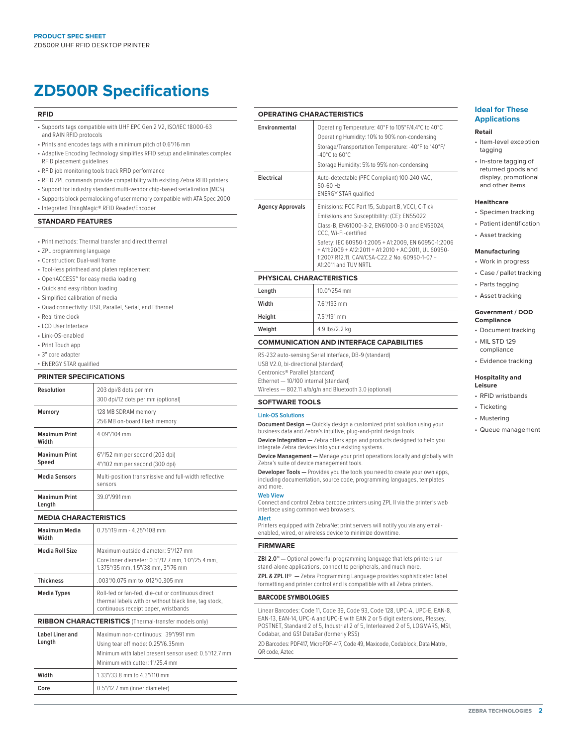# ZD500R Specifications

## RFID

- Supports tags compatible with UHF EPC Gen 2 V2, ISO/IEC 18000-63 and RAIN RFID protocols
- Prints and encodes tags with a minimum pitch of 0.6"/16 mm
- Adaptive Encoding Technology simplifies RFID setup and eliminates complex RFID placement guidelines
- RFID job monitoring tools track RFID performance
- RFID ZPL commands provide compatibility with existing Zebra RFID printers
- Support for industry standard multi-vendor chip-based serialization (MCS)
- Supports block permalocking of user memory compatible with ATA Spec 2000
- Integrated ThingMagic® RFID Reader/Encoder

## STANDARD FEATURES

- Print methods: Thermal transfer and direct thermal
- ZPL programming language
- Construction: Dual-wall frame
- Tool-less printhead and platen replacement
- OpenACCESS™ for easy media loading
- Quick and easy ribbon loading
- Simplified calibration of media
- Quad connectivity: USB, Parallel, Serial, and Ethernet
- Real time clock
- LCD User Interface
- Link-OS-enabled
- Print Touch app
- 3" core adapter
- ENERGY STAR qualified

## PRINTER SPECIFICATIONS

| | |
|---|---|
| **Resolution** | 203 dpi/8 dots per mm<br>300 dpi/12 dots per mm (optional) |
| **Memory** | 128 MB SDRAM memory<br>256 MB on-board Flash memory |
| **Maximum Print Width** | 4.09"/104 mm |
| **Maximum Print Speed** | 6"/152 mm per second (203 dpi)<br>4"/102 mm per second (300 dpi) |
| **Media Sensors** | Multi-position transmissive and full-width reflective sensors |
| **Maximum Print Length** | 39.0"/991 mm |

## MEDIA CHARACTERISTICS

| | |
|---|---|
| **Maximum Media Width** | 0.75"/19 mm - 4.25"/108 mm |
| **Media Roll Size** | Maximum outside diameter: 5"/127 mm<br>Core inner diameter: 0.5"/12.7 mm, 1.0"/25.4 mm, 1.375"/35 mm, 1.5"/38 mm, 3"/76 mm |
| **Thickness** | .003"/0.075 mm to .012"/0.305 mm |
| **Media Types** | Roll-fed or fan-fed, die-cut or continuous direct thermal labels with or without black line, tag stock, continuous receipt paper, wristbands |

## RIBBON CHARACTERISTICS (Thermal-transfer models only)

| | |
|---|---|
| **Label Liner and Length** | Maximum non-continuous: 39"/991 mm<br>Using tear off mode: 0.25"/6.35mm<br>Minimum with label present sensor used: 0.5"/12.7 mm<br>Minimum with cutter: 1"/25.4 mm |
| **Width** | 1.33"/33.8 mm to 4.3"/110 mm |
| **Core** | 0.5"/12.7 mm (inner diameter) |

## OPERATING CHARACTERISTICS

| | |
|---|---|
| **Environmental** | Operating Temperature: 40°F to 105°F/4.4°C to 40°C<br>Operating Humidity: 10% to 90% non-condensing<br>Storage/Transportation Temperature: -40°F to 140°F/ -40°C to 60°C<br>Storage Humidity: 5% to 95% non-condensing |
| **Electrical** | Auto-detectable (PFC Compliant) 100-240 VAC, 50-60 Hz<br>ENERGY STAR qualified |
| **Agency Approvals** | Emissions: FCC Part 15, Subpart B, VCCI, C-Tick<br>Emissions and Susceptibility: (CE): EN55022<br>Class-B, EN61000-3-2, EN61000-3-0 and EN55024, CCC, Wi-Fi-certified<br>Safety: IEC 60950-1:2005 + A1:2009, EN 60950-1:2006 + A11:2009 + A12:2011 + A1:2010 + AC:2011, UL 60950-1:2007 R12.11, CAN/CSA-C22.2 No. 60950-1-07 + A1:2011 and TUV NRTL |

## PHYSICAL CHARACTERISTICS

| | |
|---|---|
| **Length** | 10.0"/254 mm |
| **Width** | 7.6"/193 mm |
| **Height** | 7.5"/191 mm |
| **Weight** | 4.9 lbs/2.2 kg |

## COMMUNICATION AND INTERFACE CAPABILITIES

RS-232 auto-sensing Serial interface, DB-9 (standard)
USB V2.0, bi-directional (standard)
Centronics® Parallel (standard)
Ethernet — 10/100 internal (standard)
Wireless — 802.11 a/b/g/n and Bluetooth 3.0 (optional)

## SOFTWARE TOOLS

### Link-OS Solutions

**Document Design —** Quickly design a customized print solution using your business data and Zebra's intuitive, plug-and-print design tools.

**Device Integration —** Zebra offers apps and products designed to help you integrate Zebra devices into your existing systems.

**Device Management —** Manage your print operations locally and globally with Zebra's suite of device management tools.

**Developer Tools —** Provides you the tools you need to create your own apps, including documentation, source code, programming languages, templates and more.

### Web View

Connect and control Zebra barcode printers using ZPL II via the printer's web interface using common web browsers.

### Alert

Printers equipped with ZebraNet print servers will notify you via any email-enabled, wired, or wireless device to minimize downtime.

## FIRMWARE

**ZBI 2.0™ —** Optional powerful programming language that lets printers run stand-alone applications, connect to peripherals, and much more.

**ZPL & ZPL II® —** Zebra Programming Language provides sophisticated label formatting and printer control and is compatible with all Zebra printers.

## BARCODE SYMBOLOGIES

Linear Barcodes: Code 11, Code 39, Code 93, Code 128, UPC-A, UPC-E, EAN-8, EAN-13, EAN-14, UPC-A and UPC-E with EAN 2 or 5 digit extensions, Plessey, POSTNET, Standard 2 of 5, Industrial 2 of 5, Interleaved 2 of 5, LOGMARS, MSI, Codabar, and GS1 DataBar (formerly RSS)

2D Barcodes: PDF417, MicroPDF-417, Code 49, Maxicode, Codablock, Data Matrix, QR code, Aztec

## Ideal for These Applications

### Retail

- Item-level exception tagging
- In-store tagging of returned goods and display, promotional and other items

### Healthcare

- Specimen tracking
- Patient identification
- Asset tracking

### Manufacturing

- Work in progress
- Case / pallet tracking
- Parts tagging
- Asset tracking

### Government / DOD Compliance

- Document tracking
- MIL STD 129 compliance
- Evidence tracking

### Hospitality and Leisure

- RFID wristbands
- Ticketing
- Mustering
- Queue management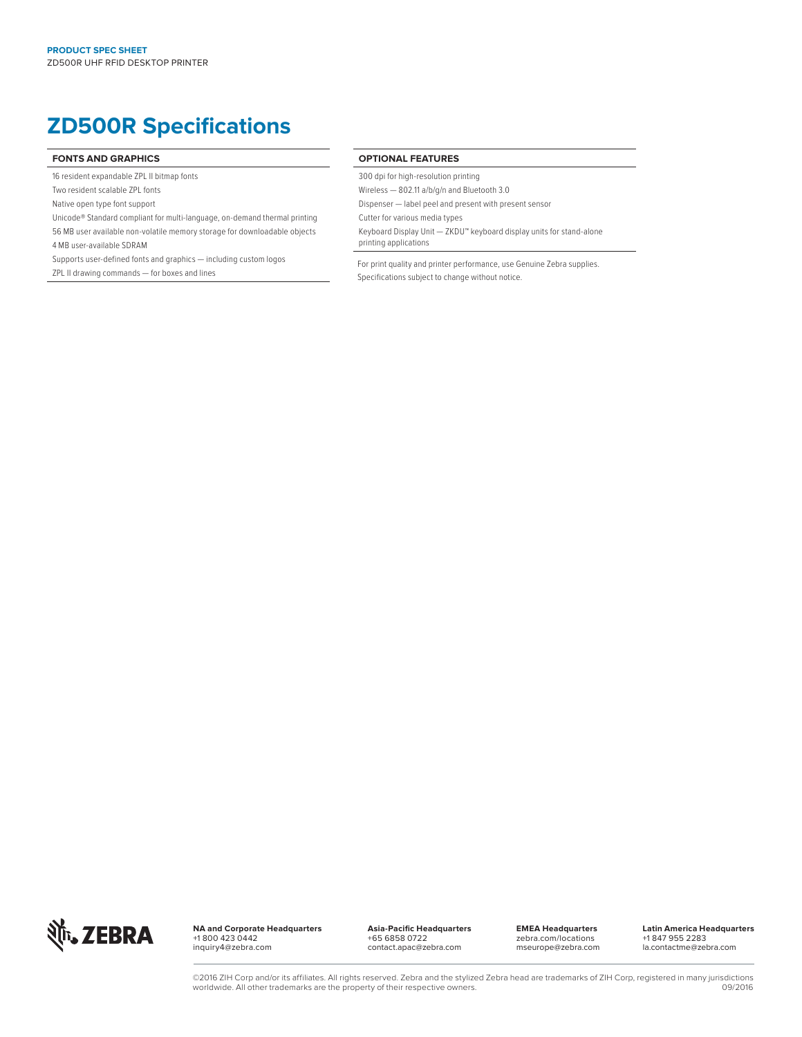# ZD500R Specifications

## FONTS AND GRAPHICS

16 resident expandable ZPL II bitmap fonts

Two resident scalable ZPL fonts

Native open type font support

Unicode® Standard compliant for multi-language, on-demand thermal printing

56 MB user available non-volatile memory storage for downloadable objects

4 MB user-available SDRAM

Supports user-defined fonts and graphics — including custom logos

ZPL II drawing commands — for boxes and lines

## OPTIONAL FEATURES

300 dpi for high-resolution printing

Wireless — 802.11 a/b/g/n and Bluetooth 3.0

Dispenser — label peel and present with present sensor

Cutter for various media types

Keyboard Display Unit — ZKDU™ keyboard display units for stand-alone printing applications

For print quality and printer performance, use Genuine Zebra supplies.
Specifications subject to change without notice.

ZEBRA

**NA and Corporate Headquarters**
+1 800 423 0442
inquiry4@zebra.com

**Asia-Pacific Headquarters**
+65 6858 0722
contact.apac@zebra.com

**EMEA Headquarters**
zebra.com/locations
mseurope@zebra.com

**Latin America Headquarters**
+1 847 955 2283
la.contactme@zebra.com

©2016 ZIH Corp and/or its affiliates. All rights reserved. Zebra and the stylized Zebra head are trademarks of ZIH Corp, registered in many jurisdictions worldwide. All other trademarks are the property of their respective owners. 09/2016